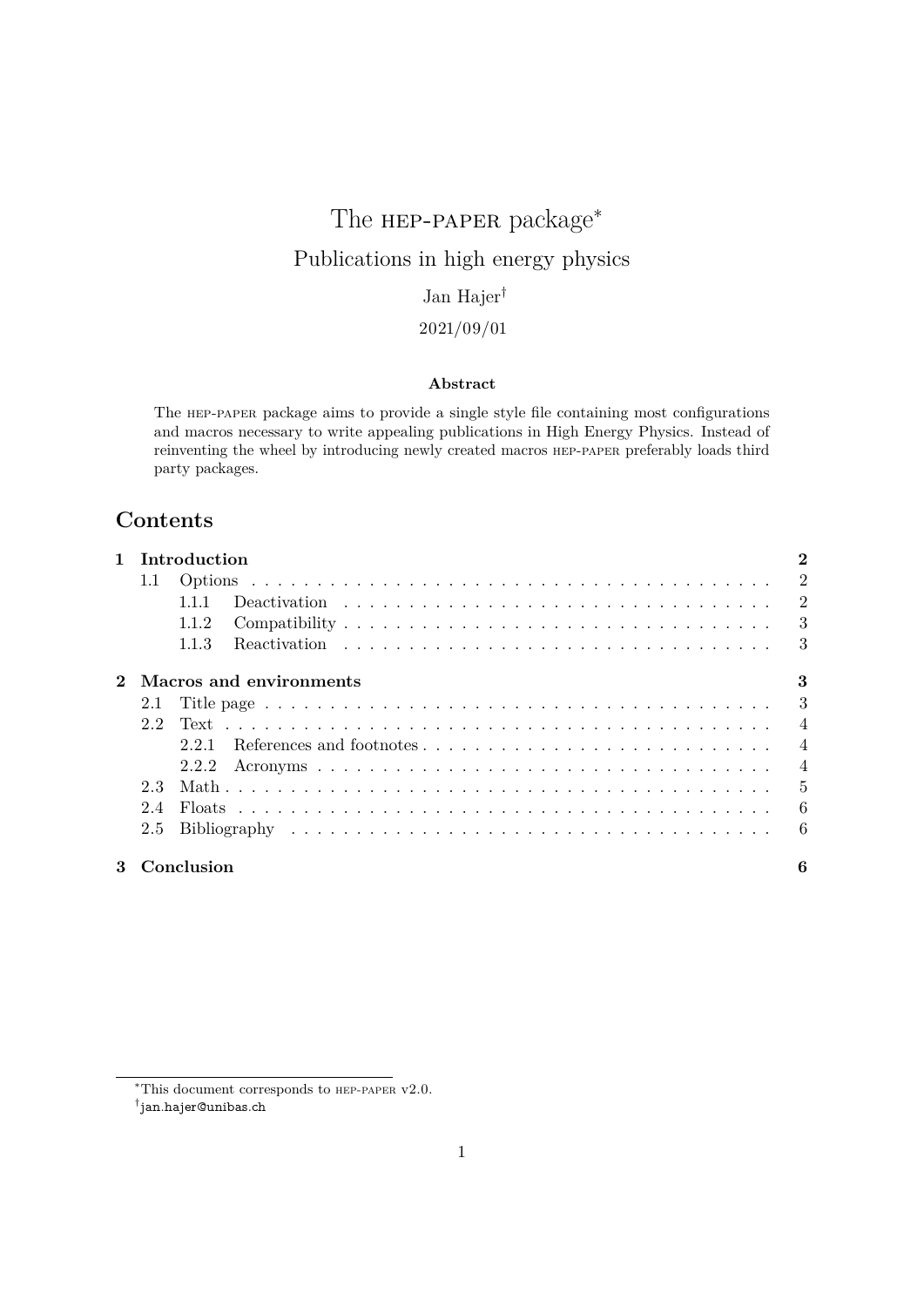# The hep-paper package[*]

## Publications in high energy physics

Jan Hajer[†]

2021/09/01

**Abstract**

The hep-paper package aims to provide a single style file containing most configurations and macros necessary to write appealing publications in High Energy Physics. Instead of reinventing the wheel by introducing newly created macros hep-paper preferably loads third party packages.

## Contents

- **1 Introduction** — 2
  - 1.1 Options — 2
    - 1.1.1 Deactivation — 2
    - 1.1.2 Compatibility — 3
    - 1.1.3 Reactivation — 3
- **2 Macros and environments** — 3
  - 2.1 Title page — 3
  - 2.2 Text — 4
    - 2.2.1 References and footnotes — 4
    - 2.2.2 Acronyms — 4
  - 2.3 Math — 5
  - 2.4 Floats — 6
  - 2.5 Bibliography — 6
- **3 Conclusion** — 6

[*] This document corresponds to hep-paper v2.0.

[†] jan.hajer@unibas.ch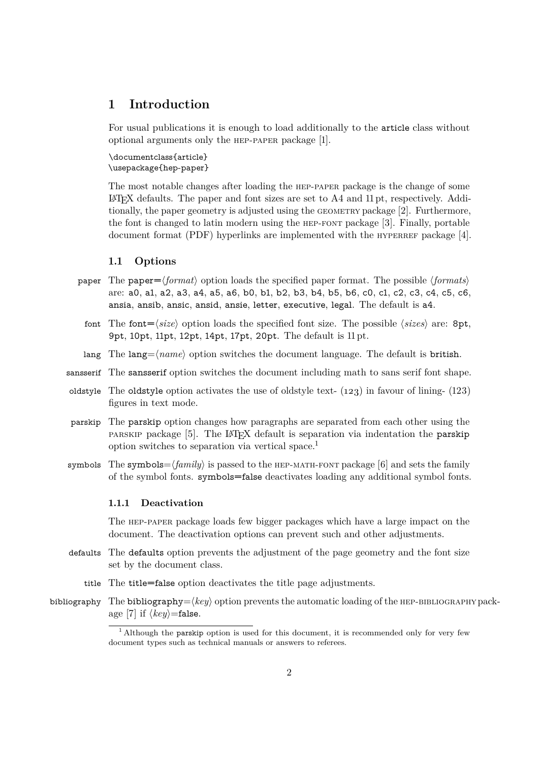# 1 Introduction

For usual publications it is enough to load additionally to the article class without optional arguments only the HEP-PAPER package [1].

```
\documentclass{article}
\usepackage{hep-paper}
```

The most notable changes after loading the HEP-PAPER package is the change of some LaTeX defaults. The paper and font sizes are set to A4 and 11 pt, respectively. Additionally, the paper geometry is adjusted using the GEOMETRY package [2]. Furthermore, the font is changed to latin modern using the HEP-FONT package [3]. Finally, portable document format (PDF) hyperlinks are implemented with the HYPERREF package [4].

## 1.1 Options

**paper** The paper=⟨*format*⟩ option loads the specified paper format. The possible ⟨*formats*⟩ are: a0, a1, a2, a3, a4, a5, a6, b0, b1, b2, b3, b4, b5, b6, c0, c1, c2, c3, c4, c5, c6, ansia, ansib, ansic, ansid, ansie, letter, executive, legal. The default is a4.

**font** The font=⟨*size*⟩ option loads the specified font size. The possible ⟨*sizes*⟩ are: 8pt, 9pt, 10pt, 11pt, 12pt, 14pt, 17pt, 20pt. The default is 11 pt.

**lang** The lang=⟨*name*⟩ option switches the document language. The default is british.

**sansserif** The sansserif option switches the document including math to sans serif font shape.

**oldstyle** The oldstyle option activates the use of oldstyle text- (123) in favour of lining- (123) figures in text mode.

**parskip** The parskip option changes how paragraphs are separated from each other using the PARSKIP package [5]. The LaTeX default is separation via indentation the parskip option switches to separation via vertical space.[1]

**symbols** The symbols=⟨*family*⟩ is passed to the HEP-MATH-FONT package [6] and sets the family of the symbol fonts. symbols=false deactivates loading any additional symbol fonts.

### 1.1.1 Deactivation

The HEP-PAPER package loads few bigger packages which have a large impact on the document. The deactivation options can prevent such and other adjustments.

**defaults** The defaults option prevents the adjustment of the page geometry and the font size set by the document class.

**title** The title=false option deactivates the title page adjustments.

**bibliography** The bibliography=⟨*key*⟩ option prevents the automatic loading of the HEP-BIBLIOGRAPHY package [7] if ⟨*key*⟩=false.

[1] Although the parskip option is used for this document, it is recommended only for very few document types such as technical manuals or answers to referees.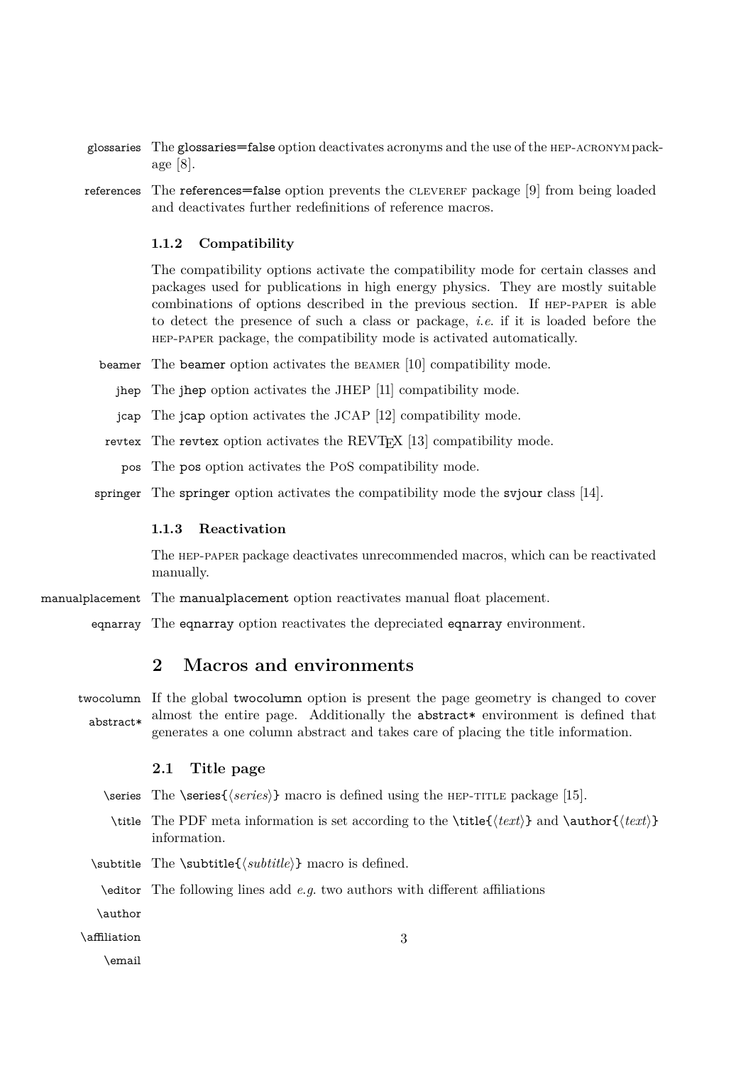glossaries The glossaries=false option deactivates acronyms and the use of the HEP-ACRONYM package [8].

references The references=false option prevents the CLEVEREF package [9] from being loaded and deactivates further redefinitions of reference macros.

### 1.1.2 Compatibility

The compatibility options activate the compatibility mode for certain classes and packages used for publications in high energy physics. They are mostly suitable combinations of options described in the previous section. If HEP-PAPER is able to detect the presence of such a class or package, *i.e.* if it is loaded before the HEP-PAPER package, the compatibility mode is activated automatically.

beamer The beamer option activates the BEAMER [10] compatibility mode.

jhep The jhep option activates the JHEP [11] compatibility mode.

jcap The jcap option activates the JCAP [12] compatibility mode.

revtex The revtex option activates the REVTEX [13] compatibility mode.

pos The pos option activates the PoS compatibility mode.

springer The springer option activates the compatibility mode the svjour class [14].

### 1.1.3 Reactivation

The HEP-PAPER package deactivates unrecommended macros, which can be reactivated manually.

manualplacement The manualplacement option reactivates manual float placement.

eqnarray The eqnarray option reactivates the depreciated eqnarray environment.

# 2 Macros and environments

twocolumn abstract* If the global twocolumn option is present the page geometry is changed to cover almost the entire page. Additionally the abstract* environment is defined that generates a one column abstract and takes care of placing the title information.

## 2.1 Title page

\series The \series{⟨*series*⟩} macro is defined using the HEP-TITLE package [15].

\title The PDF meta information is set according to the \title{⟨*text*⟩} and \author{⟨*text*⟩} information.

\subtitle The \subtitle{⟨*subtitle*⟩} macro is defined.

\editor The following lines add *e.g.* two authors with different affiliations

\author

\affiliation

\email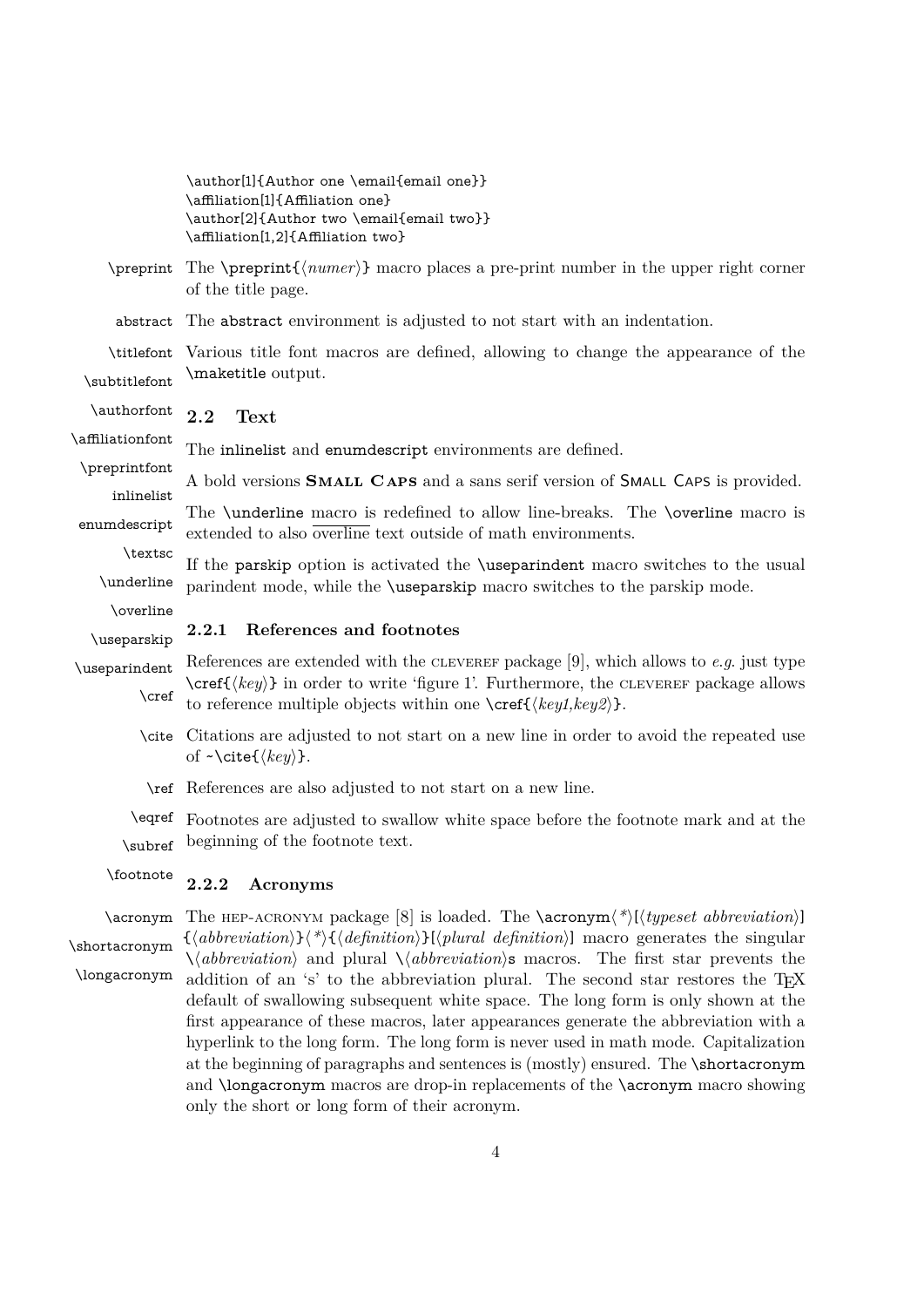```
\author[1]{Author one \email{email one}}
\affiliation[1]{Affiliation one}
\author[2]{Author two \email{email two}}
\affiliation[1,2]{Affiliation two}
```

\preprint The `\preprint{⟨numer⟩}` macro places a pre-print number in the upper right corner of the title page.

abstract The abstract environment is adjusted to not start with an indentation.

\titlefont \subtitlefont \authorfont \affiliationfont \preprintfont Various title font macros are defined, allowing to change the appearance of the `\maketitle` output.

### 2.2 Text

inlinelist enumdescript The inlinelist and enumdescript environments are defined.

\textsc A bold versions **SMALL CAPS** and a sans serif version of SMALL CAPS is provided.

\underline \overline The `\underline` macro is redefined to allow line-breaks. The `\overline` macro is extended to also overline text outside of math environments.

\useparskip \useparindent If the parskip option is activated the `\useparindent` macro switches to the usual parindent mode, while the `\useparskip` macro switches to the parskip mode.

#### 2.2.1 References and footnotes

\cref References are extended with the CLEVEREF package [9], which allows to *e.g.* just type `\cref{⟨key⟩}` in order to write 'figure 1'. Furthermore, the CLEVEREF package allows to reference multiple objects within one `\cref{⟨key1,key2⟩}`.

\cite Citations are adjusted to not start on a new line in order to avoid the repeated use of `~\cite{⟨key⟩}`.

\ref References are also adjusted to not start on a new line.

\eqref \subref \footnote Footnotes are adjusted to swallow white space before the footnote mark and at the beginning of the footnote text.

#### 2.2.2 Acronyms

\acronym \shortacronym \longacronym The HEP-ACRONYM package [8] is loaded. The `\acronym⟨*⟩[⟨typeset abbreviation⟩]{⟨abbreviation⟩}⟨*⟩{⟨definition⟩}[⟨plural definition⟩]` macro generates the singular `\⟨abbreviation⟩` and plural `\⟨abbreviation⟩s` macros. The first star prevents the addition of an 's' to the abbreviation plural. The second star restores the TEX default of swallowing subsequent white space. The long form is only shown at the first appearance of these macros, later appearances generate the abbreviation with a hyperlink to the long form. The long form is never used in math mode. Capitalization at the beginning of paragraphs and sentences is (mostly) ensured. The `\shortacronym` and `\longacronym` macros are drop-in replacements of the `\acronym` macro showing only the short or long form of their acronym.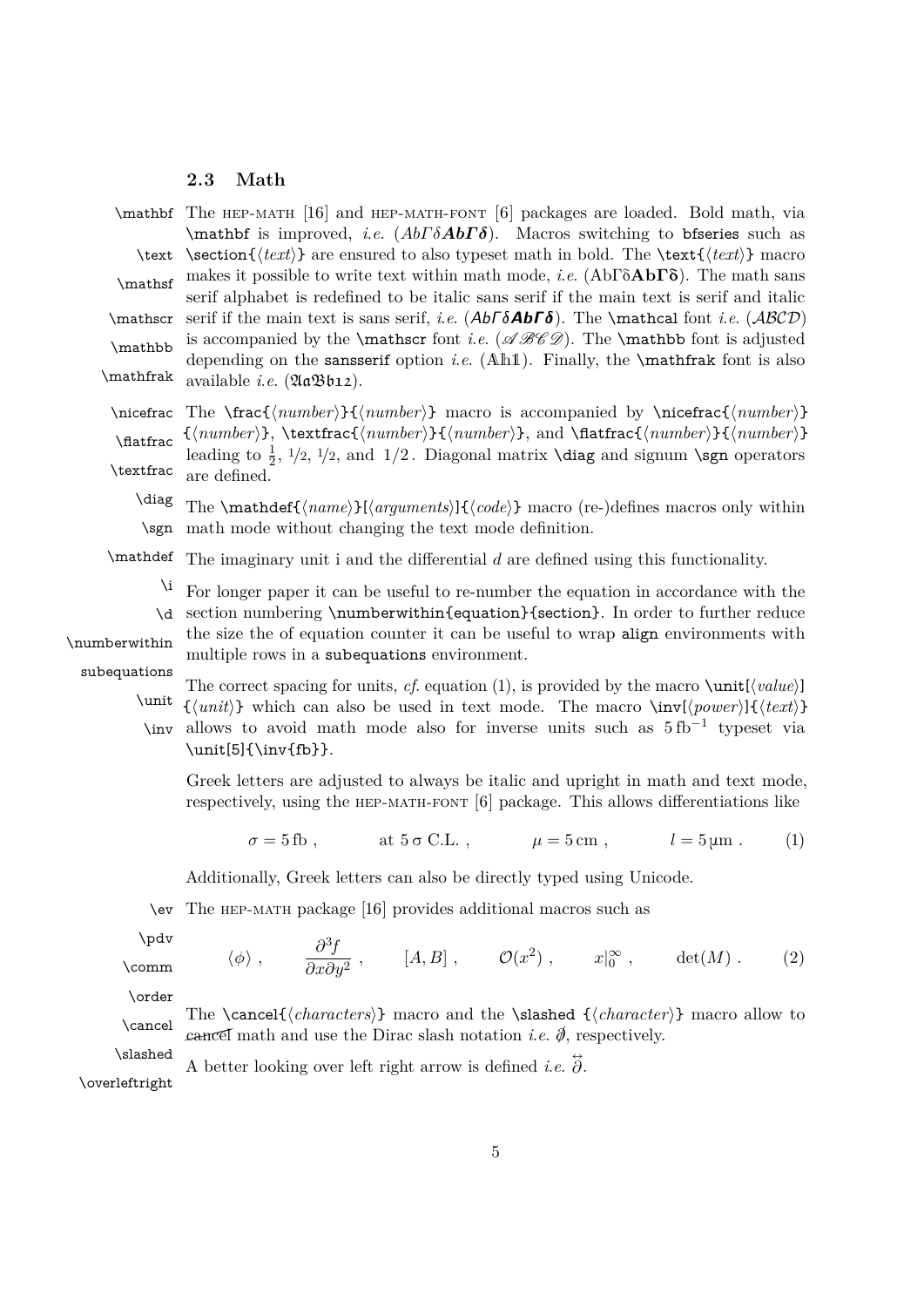### 2.3 Math

The HEP-MATH [16] and HEP-MATH-FONT [6] packages are loaded. Bold math, via `\mathbf` is improved, *i.e.* ($Ab\Gamma\delta\boldsymbol{Ab\Gamma\delta}$). Macros switching to `bfseries` such as `\section{⟨text⟩}` are ensured to also typeset math in bold. The `\text{⟨text⟩}` macro makes it possible to write text within math mode, *i.e.* (AbΓδ**AbΓδ**). The math sans serif alphabet is redefined to be italic sans serif if the main text is serif and italic serif if the main text is sans serif, *i.e.* ($\mathsf{Ab\Gamma\delta}\boldsymbol{\mathsf{Ab\Gamma\delta}}$). The `\mathcal` font *i.e.* ($\mathcal{ABCD}$) is accompanied by the `\mathscr` font *i.e.* ($\mathscr{ABCD}$). The `\mathbb` font is adjusted depending on the `sansserif` option *i.e.* ($\mathbb{A}\mathbb{h}\mathbb{1}$). Finally, the `\mathfrak` font is also available *i.e.* ($\mathfrak{AaBb12}$).

The `\frac{⟨number⟩}{⟨number⟩}` macro is accompanied by `\nicefrac{⟨number⟩}{⟨number⟩}`, `\textfrac{⟨number⟩}{⟨number⟩}`, and `\flatfrac{⟨number⟩}{⟨number⟩}` leading to $\frac{1}{2}$, 1/2, 1/2, and $1/2$. Diagonal matrix `\diag` and signum `\sgn` operators are defined.

The `\mathdef{⟨name⟩}[⟨arguments⟩]{⟨code⟩}` macro (re-)defines macros only within math mode without changing the text mode definition.

The imaginary unit i and the differential $d$ are defined using this functionality.

For longer paper it can be useful to re-number the equation in accordance with the section numbering `\numberwithin{equation}{section}`. In order to further reduce the size the of equation counter it can be useful to wrap `align` environments with multiple rows in a `subequations` environment.

The correct spacing for units, *cf.* equation (1), is provided by the macro `\unit[⟨value⟩]{⟨unit⟩}` which can also be used in text mode. The macro `\inv[⟨power⟩]{⟨text⟩}` allows to avoid math mode also for inverse units such as $5\,\mathrm{fb}^{-1}$ typeset via `\unit[5]{\inv{fb}}`.

Greek letters are adjusted to always be italic and upright in math and text mode, respectively, using the HEP-MATH-FONT [6] package. This allows differentiations like

$$\sigma = 5\,\mathrm{fb}\ , \qquad \text{at } 5\,\sigma \text{ C.L.}\ , \qquad \mu = 5\,\mathrm{cm}\ , \qquad l = 5\,\mathrm{\mu m}\ . \tag{1}$$

Additionally, Greek letters can also be directly typed using Unicode.

The HEP-MATH package [16] provides additional macros such as

$$\langle\phi\rangle\ , \qquad \frac{\partial^3 f}{\partial x \partial y^2}\ , \qquad [A, B]\ , \qquad \mathcal{O}(x^2)\ , \qquad x\big|_0^\infty\ , \qquad \det(M)\ . \tag{2}$$

The `\cancel{⟨characters⟩}` macro and the `\slashed {⟨character⟩}` macro allow to ~~cancel~~ math and use the Dirac slash notation *i.e.* $\not{\partial}$, respectively.

A better looking over left right arrow is defined *i.e.* $\overleftrightarrow{\partial}$.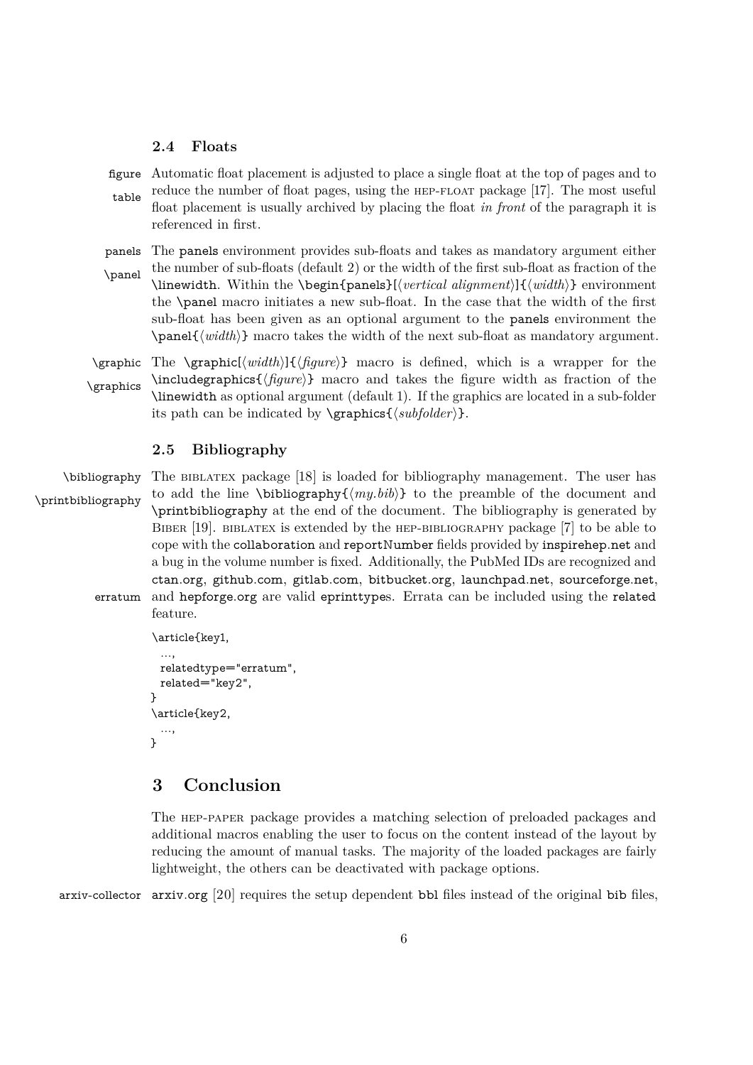### 2.4 Floats

figure table Automatic float placement is adjusted to place a single float at the top of pages and to reduce the number of float pages, using the HEP-FLOAT package [17]. The most useful float placement is usually archived by placing the float *in front* of the paragraph it is referenced in first.

panels \panel The panels environment provides sub-floats and takes as mandatory argument either the number of sub-floats (default 2) or the width of the first sub-float as fraction of the \linewidth. Within the \begin{panels}[⟨*vertical alignment*⟩]{⟨*width*⟩} environment the \panel macro initiates a new sub-float. In the case that the width of the first sub-float has been given as an optional argument to the panels environment the \panel{⟨*width*⟩} macro takes the width of the next sub-float as mandatory argument.

\graphic \graphics The \graphic[⟨*width*⟩]{⟨*figure*⟩} macro is defined, which is a wrapper for the \includegraphics{⟨*figure*⟩} macro and takes the figure width as fraction of the \linewidth as optional argument (default 1). If the graphics are located in a sub-folder its path can be indicated by \graphics{⟨*subfolder*⟩}.

### 2.5 Bibliography

\bibliography \printbibliography The BIBLATEX package [18] is loaded for bibliography management. The user has to add the line \bibliography{⟨*my.bib*⟩} to the preamble of the document and \printbibliography at the end of the document. The bibliography is generated by BIBER [19]. BIBLATEX is extended by the HEP-BIBLIOGRAPHY package [7] to be able to cope with the collaboration and reportNumber fields provided by inspirehep.net and a bug in the volume number is fixed. Additionally, the PubMed IDs are recognized and ctan.org, github.com, gitlab.com, bitbucket.org, launchpad.net, sourceforge.net, erratum and hepforge.org are valid eprinttypes. Errata can be included using the related feature.

```
\article{key1,
  ...,
  relatedtype="erratum",
  related="key2",
}
\article{key2,
  ...,
}
```

## 3 Conclusion

The HEP-PAPER package provides a matching selection of preloaded packages and additional macros enabling the user to focus on the content instead of the layout by reducing the amount of manual tasks. The majority of the loaded packages are fairly lightweight, the others can be deactivated with package options.

arxiv-collector arxiv.org [20] requires the setup dependent bbl files instead of the original bib files,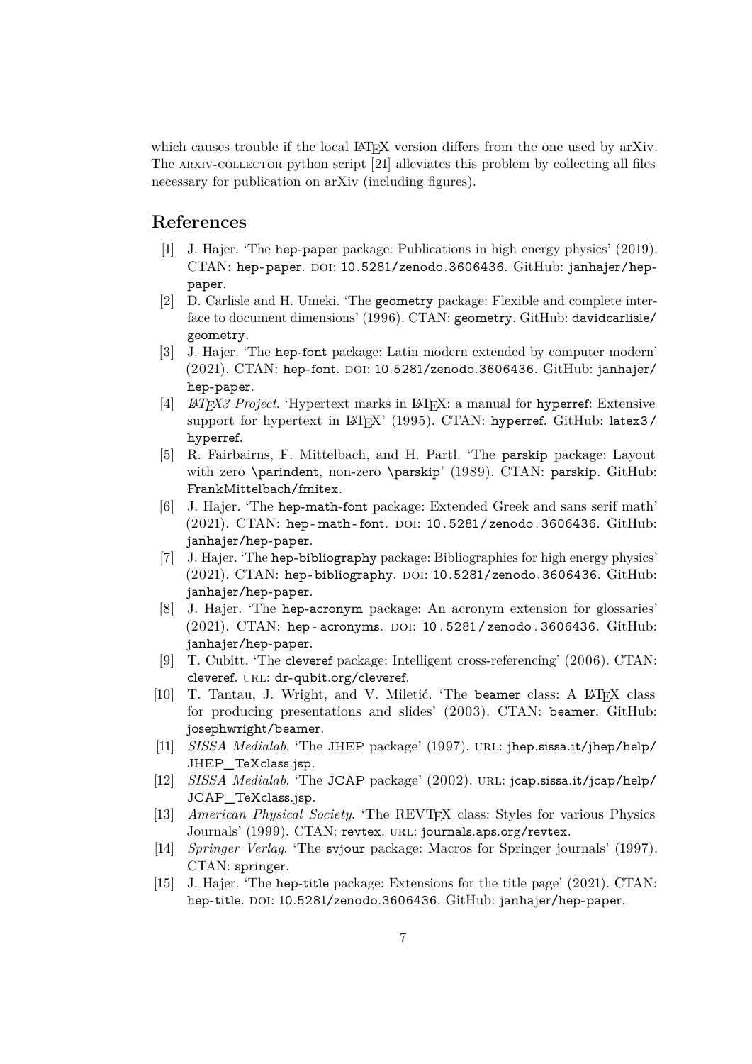which causes trouble if the local LaTeX version differs from the one used by arXiv. The ARXIV-COLLECTOR python script [21] alleviates this problem by collecting all files necessary for publication on arXiv (including figures).

## References

[1] J. Hajer. 'The `hep-paper` package: Publications in high energy physics' (2019). CTAN: `hep-paper`. DOI: `10.5281/zenodo.3606436`. GitHub: `janhajer/hep-paper`.

[2] D. Carlisle and H. Umeki. 'The `geometry` package: Flexible and complete interface to document dimensions' (1996). CTAN: `geometry`. GitHub: `davidcarlisle/geometry`.

[3] J. Hajer. 'The `hep-font` package: Latin modern extended by computer modern' (2021). CTAN: `hep-font`. DOI: `10.5281/zenodo.3606436`. GitHub: `janhajer/hep-paper`.

[4] *LaTeX3 Project*. 'Hypertext marks in LaTeX: a manual for `hyperref`: Extensive support for hypertext in LaTeX' (1995). CTAN: `hyperref`. GitHub: `latex3/hyperref`.

[5] R. Fairbairns, F. Mittelbach, and H. Partl. 'The `parskip` package: Layout with zero `\parindent`, non-zero `\parskip`' (1989). CTAN: `parskip`. GitHub: `FrankMittelbach/fmitex`.

[6] J. Hajer. 'The `hep-math-font` package: Extended Greek and sans serif math' (2021). CTAN: `hep-math-font`. DOI: `10.5281/zenodo.3606436`. GitHub: `janhajer/hep-paper`.

[7] J. Hajer. 'The `hep-bibliography` package: Bibliographies for high energy physics' (2021). CTAN: `hep-bibliography`. DOI: `10.5281/zenodo.3606436`. GitHub: `janhajer/hep-paper`.

[8] J. Hajer. 'The `hep-acronym` package: An acronym extension for glossaries' (2021). CTAN: `hep-acronyms`. DOI: `10.5281/zenodo.3606436`. GitHub: `janhajer/hep-paper`.

[9] T. Cubitt. 'The `cleveref` package: Intelligent cross-referencing' (2006). CTAN: `cleveref`. URL: `dr-qubit.org/cleveref`.

[10] T. Tantau, J. Wright, and V. Miletić. 'The `beamer` class: A LaTeX class for producing presentations and slides' (2003). CTAN: `beamer`. GitHub: `josephwright/beamer`.

[11] *SISSA Medialab*. 'The `JHEP` package' (1997). URL: `jhep.sissa.it/jhep/help/JHEP_TeXclass.jsp`.

[12] *SISSA Medialab*. 'The `JCAP` package' (2002). URL: `jcap.sissa.it/jcap/help/JCAP_TeXclass.jsp`.

[13] *American Physical Society*. 'The REVTeX class: Styles for various Physics Journals' (1999). CTAN: `revtex`. URL: `journals.aps.org/revtex`.

[14] *Springer Verlag*. 'The `svjour` package: Macros for Springer journals' (1997). CTAN: `springer`.

[15] J. Hajer. 'The `hep-title` package: Extensions for the title page' (2021). CTAN: `hep-title`. DOI: `10.5281/zenodo.3606436`. GitHub: `janhajer/hep-paper`.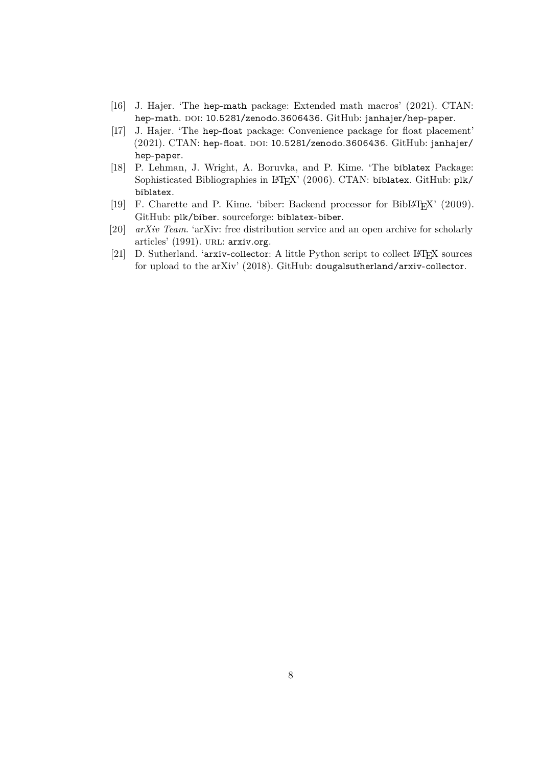[16] J. Hajer. 'The `hep-math` package: Extended math macros' (2021). CTAN: `hep-math`. DOI: `10.5281/zenodo.3606436`. GitHub: `janhajer/hep-paper`.

[17] J. Hajer. 'The `hep-float` package: Convenience package for float placement' (2021). CTAN: `hep-float`. DOI: `10.5281/zenodo.3606436`. GitHub: `janhajer/hep-paper`.

[18] P. Lehman, J. Wright, A. Boruvka, and P. Kime. 'The `biblatex` Package: Sophisticated Bibliographies in LaTeX' (2006). CTAN: `biblatex`. GitHub: `plk/biblatex`.

[19] F. Charette and P. Kime. 'biber: Backend processor for BibLaTeX' (2009). GitHub: `plk/biber`. sourceforge: `biblatex-biber`.

[20] *arXiv Team*. 'arXiv: free distribution service and an open archive for scholarly articles' (1991). URL: `arxiv.org`.

[21] D. Sutherland. '`arxiv-collector`: A little Python script to collect LaTeX sources for upload to the arXiv' (2018). GitHub: `dougalsutherland/arxiv-collector`.